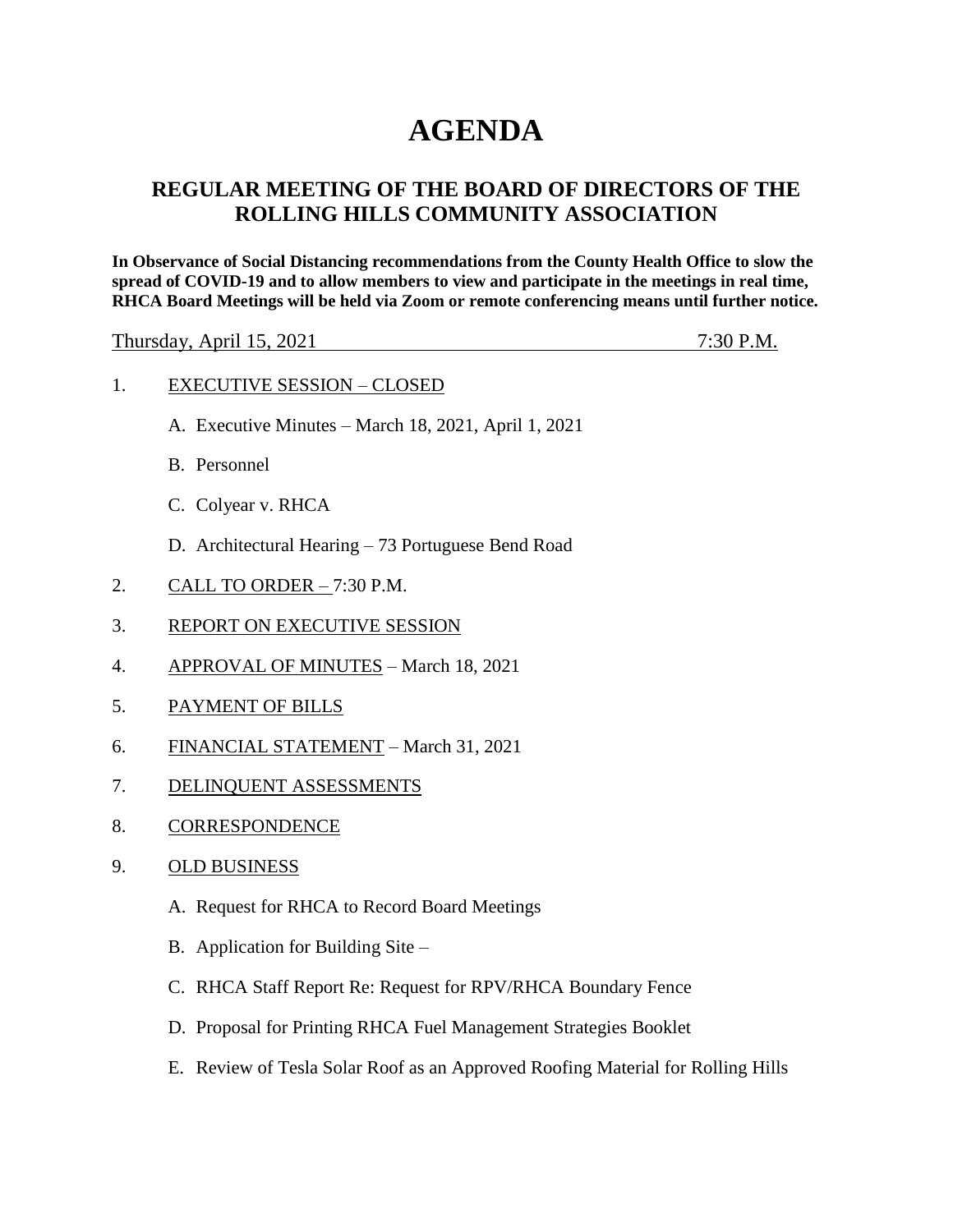# AGENDA

## REGULAR MEETING OF THE BOARD OF DIRECTORS OF THE ROLLING HILLS COMMUNITY ASSOCIATION

**In Observance of Social Distancing recommendations from the County Health Office to slow the spread of COVID-19 and to allow members to view and participate in the meetings in real time, RHCA Board Meetings will be held via Zoom or remote conferencing means until further notice.**

Thursday, April 15, 2021 7:30 P.M.

1. EXECUTIVE SESSION – CLOSED
   - A. Executive Minutes – March 18, 2021, April 1, 2021
   - B. Personnel
   - C. Colyear v. RHCA
   - D. Architectural Hearing – 73 Portuguese Bend Road
2. CALL TO ORDER – 7:30 P.M.
3. REPORT ON EXECUTIVE SESSION
4. APPROVAL OF MINUTES – March 18, 2021
5. PAYMENT OF BILLS
6. FINANCIAL STATEMENT – March 31, 2021
7. DELINQUENT ASSESSMENTS
8. CORRESPONDENCE
9. OLD BUSINESS
   - A. Request for RHCA to Record Board Meetings
   - B. Application for Building Site –
   - C. RHCA Staff Report Re: Request for RPV/RHCA Boundary Fence
   - D. Proposal for Printing RHCA Fuel Management Strategies Booklet
   - E. Review of Tesla Solar Roof as an Approved Roofing Material for Rolling Hills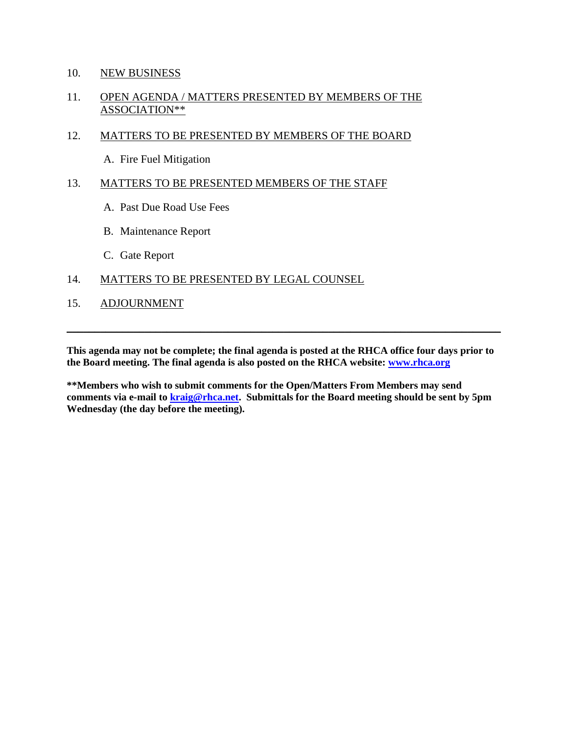10. NEW BUSINESS

11. OPEN AGENDA / MATTERS PRESENTED BY MEMBERS OF THE ASSOCIATION**

12. MATTERS TO BE PRESENTED BY MEMBERS OF THE BOARD

    A. Fire Fuel Mitigation

13. MATTERS TO BE PRESENTED MEMBERS OF THE STAFF

    A. Past Due Road Use Fees

    B. Maintenance Report

    C. Gate Report

14. MATTERS TO BE PRESENTED BY LEGAL COUNSEL

15. ADJOURNMENT

---

**This agenda may not be complete; the final agenda is posted at the RHCA office four days prior to the Board meeting. The final agenda is also posted on the RHCA website: [www.rhca.org](http://www.rhca.org)**

****Members who wish to submit comments for the Open/Matters From Members may send comments via e-mail to [kraig@rhca.net](mailto:kraig@rhca.net). Submittals for the Board meeting should be sent by 5pm Wednesday (the day before the meeting).**